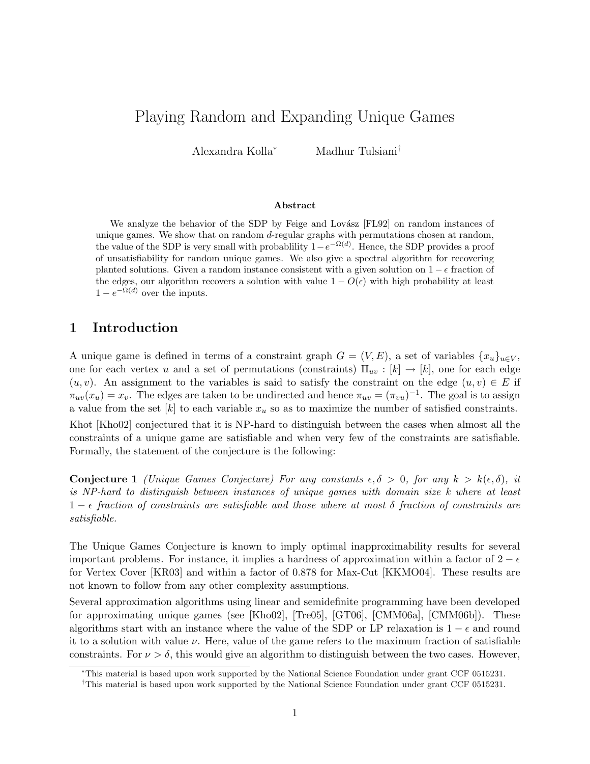# Playing Random and Expanding Unique Games

Alexandra Kolla[*] Madhur Tulsiani[†]

### Abstract

We analyze the behavior of the SDP by Feige and Lovász [FL92] on random instances of unique games. We show that on random $d$-regular graphs with permutations chosen at random, the value of the SDP is very small with probablility $1 - e^{-\Omega(d)}$. Hence, the SDP provides a proof of unsatisfiability for random unique games. We also give a spectral algorithm for recovering planted solutions. Given a random instance consistent with a given solution on $1 - \epsilon$ fraction of the edges, our algorithm recovers a solution with value $1 - O(\epsilon)$ with high probability at least $1 - e^{-\Omega(d)}$ over the inputs.

## 1 Introduction

A unique game is defined in terms of a constraint graph $G = (V, E)$, a set of variables $\{x_u\}_{u \in V}$, one for each vertex $u$ and a set of permutations (constraints) $\Pi_{uv} : [k] \to [k]$, one for each edge $(u, v)$. An assignment to the variables is said to satisfy the constraint on the edge $(u, v) \in E$ if $\pi_{uv}(x_u) = x_v$. The edges are taken to be undirected and hence $\pi_{uv} = (\pi_{vu})^{-1}$. The goal is to assign a value from the set $[k]$ to each variable $x_u$ so as to maximize the number of satisfied constraints.

Khot [Kho02] conjectured that it is NP-hard to distinguish between the cases when almost all the constraints of a unique game are satisfiable and when very few of the constraints are satisfiable. Formally, the statement of the conjecture is the following:

**Conjecture 1** *(Unique Games Conjecture) For any constants $\epsilon, \delta > 0$, for any $k > k(\epsilon, \delta)$, it is NP-hard to distinguish between instances of unique games with domain size $k$ where at least $1 - \epsilon$ fraction of constraints are satisfiable and those where at most $\delta$ fraction of constraints are satisfiable.*

The Unique Games Conjecture is known to imply optimal inapproximability results for several important problems. For instance, it implies a hardness of approximation within a factor of $2 - \epsilon$ for Vertex Cover [KR03] and within a factor of 0.878 for Max-Cut [KKMO04]. These results are not known to follow from any other complexity assumptions.

Several approximation algorithms using linear and semidefinite programming have been developed for approximating unique games (see [Kho02], [Tre05], [GT06], [CMM06a], [CMM06b]). These algorithms start with an instance where the value of the SDP or LP relaxation is $1 - \epsilon$ and round it to a solution with value $\nu$. Here, value of the game refers to the maximum fraction of satisfiable constraints. For $\nu > \delta$, this would give an algorithm to distinguish between the two cases. However,

---

[*] This material is based upon work supported by the National Science Foundation under grant CCF 0515231.

[†] This material is based upon work supported by the National Science Foundation under grant CCF 0515231.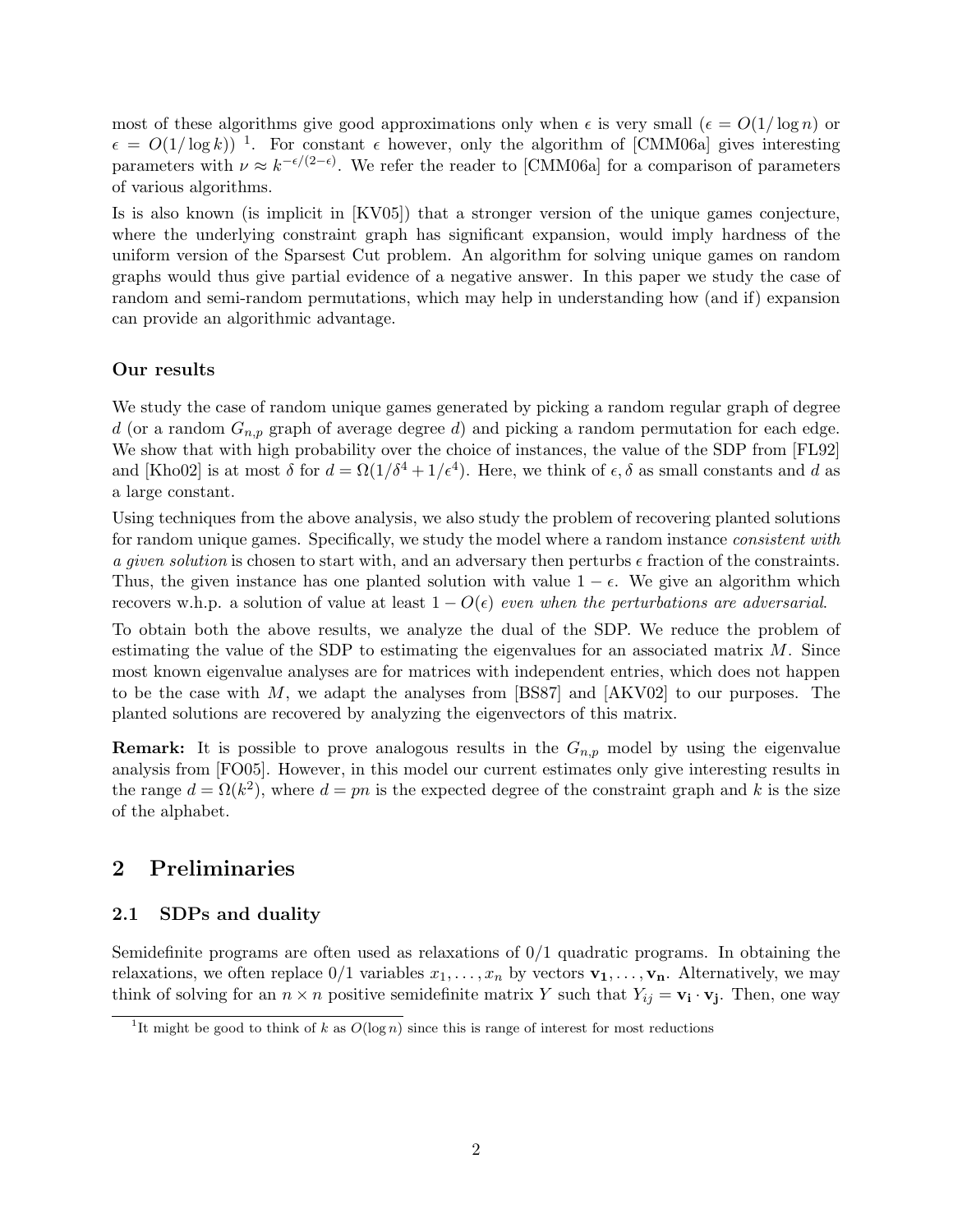most of these algorithms give good approximations only when $\epsilon$ is very small ($\epsilon = O(1/\log n)$ or $\epsilon = O(1/\log k)$) [1]. For constant $\epsilon$ however, only the algorithm of [CMM06a] gives interesting parameters with $\nu \approx k^{-\epsilon/(2-\epsilon)}$. We refer the reader to [CMM06a] for a comparison of parameters of various algorithms.

Is is also known (is implicit in [KV05]) that a stronger version of the unique games conjecture, where the underlying constraint graph has significant expansion, would imply hardness of the uniform version of the Sparsest Cut problem. An algorithm for solving unique games on random graphs would thus give partial evidence of a negative answer. In this paper we study the case of random and semi-random permutations, which may help in understanding how (and if) expansion can provide an algorithmic advantage.

### Our results

We study the case of random unique games generated by picking a random regular graph of degree $d$ (or a random $G_{n,p}$ graph of average degree $d$) and picking a random permutation for each edge. We show that with high probability over the choice of instances, the value of the SDP from [FL92] and [Kho02] is at most $\delta$ for $d = \Omega(1/\delta^4 + 1/\epsilon^4)$. Here, we think of $\epsilon, \delta$ as small constants and $d$ as a large constant.

Using techniques from the above analysis, we also study the problem of recovering planted solutions for random unique games. Specifically, we study the model where a random instance *consistent with a given solution* is chosen to start with, and an adversary then perturbs $\epsilon$ fraction of the constraints. Thus, the given instance has one planted solution with value $1 - \epsilon$. We give an algorithm which recovers w.h.p. a solution of value at least $1 - O(\epsilon)$ *even when the perturbations are adversarial*.

To obtain both the above results, we analyze the dual of the SDP. We reduce the problem of estimating the value of the SDP to estimating the eigenvalues for an associated matrix $M$. Since most known eigenvalue analyses are for matrices with independent entries, which does not happen to be the case with $M$, we adapt the analyses from [BS87] and [AKV02] to our purposes. The planted solutions are recovered by analyzing the eigenvectors of this matrix.

**Remark:** It is possible to prove analogous results in the $G_{n,p}$ model by using the eigenvalue analysis from [FO05]. However, in this model our current estimates only give interesting results in the range $d = \Omega(k^2)$, where $d = pn$ is the expected degree of the constraint graph and $k$ is the size of the alphabet.

## 2 Preliminaries

### 2.1 SDPs and duality

Semidefinite programs are often used as relaxations of 0/1 quadratic programs. In obtaining the relaxations, we often replace 0/1 variables $x_1, \ldots, x_n$ by vectors $\mathbf{v_1}, \ldots, \mathbf{v_n}$. Alternatively, we may think of solving for an $n \times n$ positive semidefinite matrix $Y$ such that $Y_{ij} = \mathbf{v_i} \cdot \mathbf{v_j}$. Then, one way

[1] It might be good to think of $k$ as $O(\log n)$ since this is range of interest for most reductions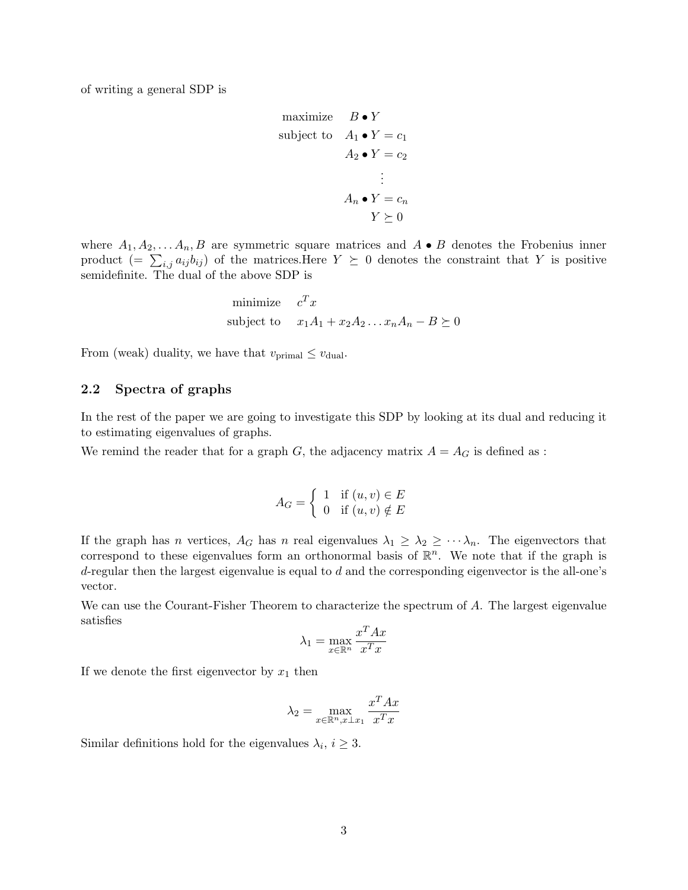of writing a general SDP is

$$
\begin{aligned}
\text{maximize} \quad & B \bullet Y \\
\text{subject to} \quad & A_1 \bullet Y = c_1 \\
& A_2 \bullet Y = c_2 \\
& \vdots \\
& A_n \bullet Y = c_n \\
& Y \succeq 0
\end{aligned}
$$

where $A_1, A_2, \ldots A_n, B$ are symmetric square matrices and $A \bullet B$ denotes the Frobenius inner product ($= \sum_{i,j} a_{ij} b_{ij}$) of the matrices.Here $Y \succeq 0$ denotes the constraint that $Y$ is positive semidefinite. The dual of the above SDP is

$$
\begin{aligned}
\text{minimize} \quad & c^T x \\
\text{subject to} \quad & x_1 A_1 + x_2 A_2 \ldots x_n A_n - B \succeq 0
\end{aligned}
$$

From (weak) duality, we have that $v_{\text{primal}} \leq v_{\text{dual}}$.

### 2.2 Spectra of graphs

In the rest of the paper we are going to investigate this SDP by looking at its dual and reducing it to estimating eigenvalues of graphs.

We remind the reader that for a graph $G$, the adjacency matrix $A = A_G$ is defined as :

$$
A_G = \begin{cases} 1 & \text{if } (u,v) \in E \\ 0 & \text{if } (u,v) \notin E \end{cases}
$$

If the graph has $n$ vertices, $A_G$ has $n$ real eigenvalues $\lambda_1 \geq \lambda_2 \geq \cdots \lambda_n$. The eigenvectors that correspond to these eigenvalues form an orthonormal basis of $\mathbb{R}^n$. We note that if the graph is $d$-regular then the largest eigenvalue is equal to $d$ and the corresponding eigenvector is the all-one's vector.

We can use the Courant-Fisher Theorem to characterize the spectrum of $A$. The largest eigenvalue satisfies

$$
\lambda_1 = \max_{x \in \mathbb{R}^n} \frac{x^T A x}{x^T x}
$$

If we denote the first eigenvector by $x_1$ then

$$
\lambda_2 = \max_{x \in \mathbb{R}^n, x \perp x_1} \frac{x^T A x}{x^T x}
$$

Similar definitions hold for the eigenvalues $\lambda_i$, $i \geq 3$.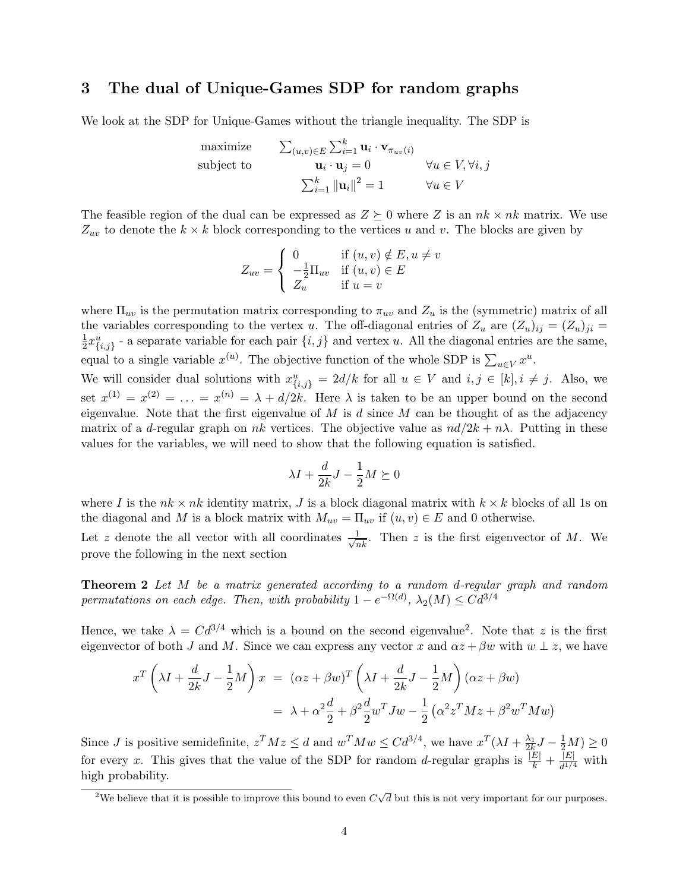## 3 The dual of Unique-Games SDP for random graphs

We look at the SDP for Unique-Games without the triangle inequality. The SDP is

$$
\begin{array}{lll}
\text{maximize} & \sum_{(u,v)\in E}\sum_{i=1}^{k} \mathbf{u}_i \cdot \mathbf{v}_{\pi_{uv}(i)} & \\
\text{subject to} & \mathbf{u}_i \cdot \mathbf{u}_j = 0 & \forall u \in V, \forall i,j \\
& \sum_{i=1}^{k} \|\mathbf{u}_i\|^2 = 1 & \forall u \in V
\end{array}
$$

The feasible region of the dual can be expressed as $Z \succeq 0$ where $Z$ is an $nk \times nk$ matrix. We use $Z_{uv}$ to denote the $k \times k$ block corresponding to the vertices $u$ and $v$. The blocks are given by

$$
Z_{uv} = \begin{cases} 0 & \text{if } (u,v) \notin E, u \neq v \\ -\frac{1}{2}\Pi_{uv} & \text{if } (u,v) \in E \\ Z_u & \text{if } u = v \end{cases}
$$

where $\Pi_{uv}$ is the permutation matrix corresponding to $\pi_{uv}$ and $Z_u$ is the (symmetric) matrix of all the variables corresponding to the vertex $u$. The off-diagonal entries of $Z_u$ are $(Z_u)_{ij} = (Z_u)_{ji} = \frac{1}{2}x^u_{\{i,j\}}$ - a separate variable for each pair $\{i,j\}$ and vertex $u$. All the diagonal entries are the same, equal to a single variable $x^{(u)}$. The objective function of the whole SDP is $\sum_{u\in V} x^u$.

We will consider dual solutions with $x^u_{\{i,j\}} = 2d/k$ for all $u \in V$ and $i,j \in [k], i \neq j$. Also, we set $x^{(1)} = x^{(2)} = \ldots = x^{(n)} = \lambda + d/2k$. Here $\lambda$ is taken to be an upper bound on the second eigenvalue. Note that the first eigenvalue of $M$ is $d$ since $M$ can be thought of as the adjacency matrix of a $d$-regular graph on $nk$ vertices. The objective value as $nd/2k + n\lambda$. Putting in these values for the variables, we will need to show that the following equation is satisfied.

$$
\lambda I + \frac{d}{2k}J - \frac{1}{2}M \succeq 0
$$

where $I$ is the $nk \times nk$ identity matrix, $J$ is a block diagonal matrix with $k \times k$ blocks of all 1s on the diagonal and $M$ is a block matrix with $M_{uv} = \Pi_{uv}$ if $(u,v) \in E$ and 0 otherwise.

Let $z$ denote the all vector with all coordinates $\frac{1}{\sqrt{nk}}$. Then $z$ is the first eigenvector of $M$. We prove the following in the next section

**Theorem 2** *Let $M$ be a matrix generated according to a random $d$-regular graph and random permutations on each edge. Then, with probability $1 - e^{-\Omega(d)}$, $\lambda_2(M) \leq Cd^{3/4}$*

Hence, we take $\lambda = Cd^{3/4}$ which is a bound on the second eigenvalue[2]. Note that $z$ is the first eigenvector of both $J$ and $M$. Since we can express any vector $x$ and $\alpha z + \beta w$ with $w \perp z$, we have

$$
\begin{aligned}
x^T\left(\lambda I + \frac{d}{2k}J - \frac{1}{2}M\right)x &= (\alpha z + \beta w)^T\left(\lambda I + \frac{d}{2k}J - \frac{1}{2}M\right)(\alpha z + \beta w) \\
&= \lambda + \alpha^2\frac{d}{2} + \beta^2\frac{d}{2}w^T J w - \frac{1}{2}\left(\alpha^2 z^T M z + \beta^2 w^T M w\right)
\end{aligned}
$$

Since $J$ is positive semidefinite, $z^T M z \leq d$ and $w^T M w \leq Cd^{3/4}$, we have $x^T(\lambda I + \frac{\lambda_1}{2k}J - \frac{1}{2}M) \geq 0$ for every $x$. This gives that the value of the SDP for random $d$-regular graphs is $\frac{|E|}{k} + \frac{|E|}{d^{1/4}}$ with high probability.

[2] We believe that it is possible to improve this bound to even $C\sqrt{d}$ but this is not very important for our purposes.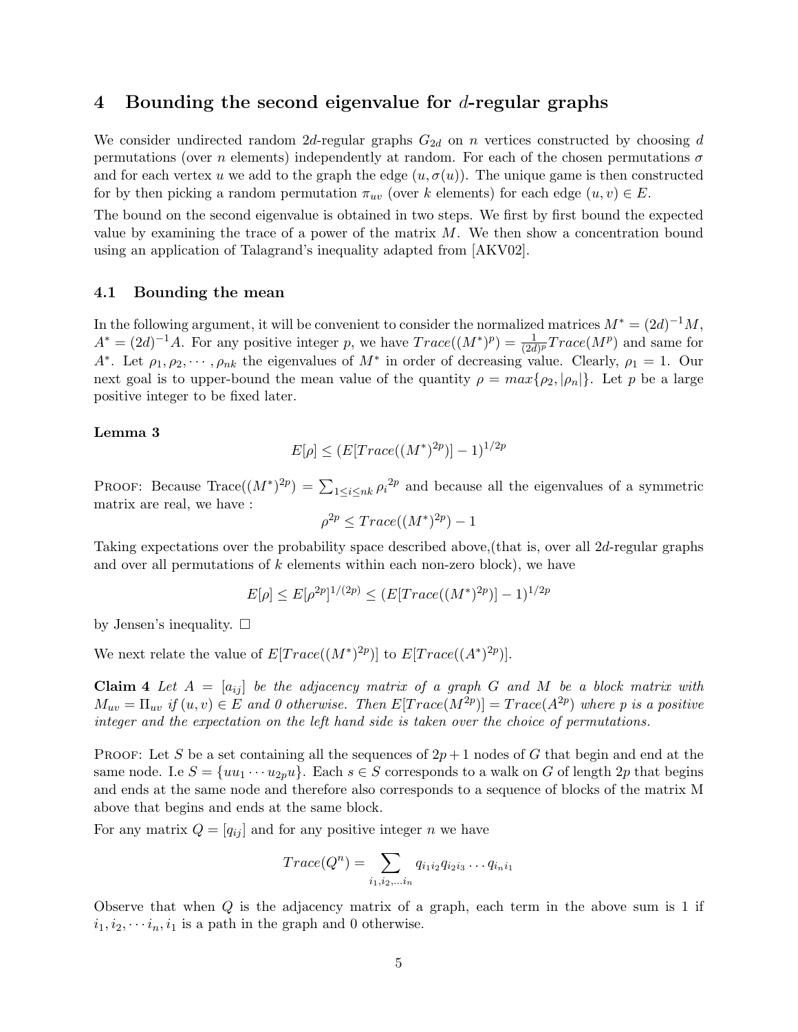## 4 Bounding the second eigenvalue for $d$-regular graphs

We consider undirected random $2d$-regular graphs $G_{2d}$ on $n$ vertices constructed by choosing $d$ permutations (over $n$ elements) independently at random. For each of the chosen permutations $\sigma$ and for each vertex $u$ we add to the graph the edge $(u, \sigma(u))$. The unique game is then constructed for by then picking a random permutation $\pi_{uv}$ (over $k$ elements) for each edge $(u, v) \in E$.

The bound on the second eigenvalue is obtained in two steps. We first by first bound the expected value by examining the trace of a power of the matrix $M$. We then show a concentration bound using an application of Talagrand's inequality adapted from [AKV02].

### 4.1 Bounding the mean

In the following argument, it will be convenient to consider the normalized matrices $M^* = (2d)^{-1}M$, $A^* = (2d)^{-1}A$. For any positive integer $p$, we have $Trace((M^*)^p) = \frac{1}{(2d)^p}Trace(M^p)$ and same for $A^*$. Let $\rho_1, \rho_2, \cdots, \rho_{nk}$ the eigenvalues of $M^*$ in order of decreasing value. Clearly, $\rho_1 = 1$. Our next goal is to upper-bound the mean value of the quantity $\rho = max\{\rho_2, |\rho_n|\}$. Let $p$ be a large positive integer to be fixed later.

**Lemma 3**

$$E[\rho] \leq (E[Trace((M^*)^{2p})] - 1)^{1/2p}$$

Proof: Because $\text{Trace}((M^*)^{2p}) = \sum_{1 \leq i \leq nk} {\rho_i}^{2p}$ and because all the eigenvalues of a symmetric matrix are real, we have :

$$\rho^{2p} \leq Trace((M^*)^{2p}) - 1$$

Taking expectations over the probability space described above,(that is, over all $2d$-regular graphs and over all permutations of $k$ elements within each non-zero block), we have

$$E[\rho] \leq E[\rho^{2p}]^{1/(2p)} \leq (E[Trace((M^*)^{2p})] - 1)^{1/2p}$$

by Jensen's inequality. □

We next relate the value of $E[Trace((M^*)^{2p})]$ to $E[Trace((A^*)^{2p})]$.

**Claim 4** *Let $A = [a_{ij}]$ be the adjacency matrix of a graph $G$ and $M$ be a block matrix with $M_{uv} = \Pi_{uv}$ if $(u, v) \in E$ and 0 otherwise. Then $E[Trace(M^{2p})] = Trace(A^{2p})$ where $p$ is a positive integer and the expectation on the left hand side is taken over the choice of permutations.*

Proof: Let $S$ be a set containing all the sequences of $2p + 1$ nodes of $G$ that begin and end at the same node. I.e $S = \{uu_1 \cdots u_{2p}u\}$. Each $s \in S$ corresponds to a walk on $G$ of length $2p$ that begins and ends at the same node and therefore also corresponds to a sequence of blocks of the matrix M above that begins and ends at the same block.

For any matrix $Q = [q_{ij}]$ and for any positive integer $n$ we have

$$Trace(Q^n) = \sum_{i_1, i_2, \ldots i_n} q_{i_1 i_2} q_{i_2 i_3} \ldots q_{i_n i_1}$$

Observe that when $Q$ is the adjacency matrix of a graph, each term in the above sum is 1 if $i_1, i_2, \cdots i_n, i_1$ is a path in the graph and 0 otherwise.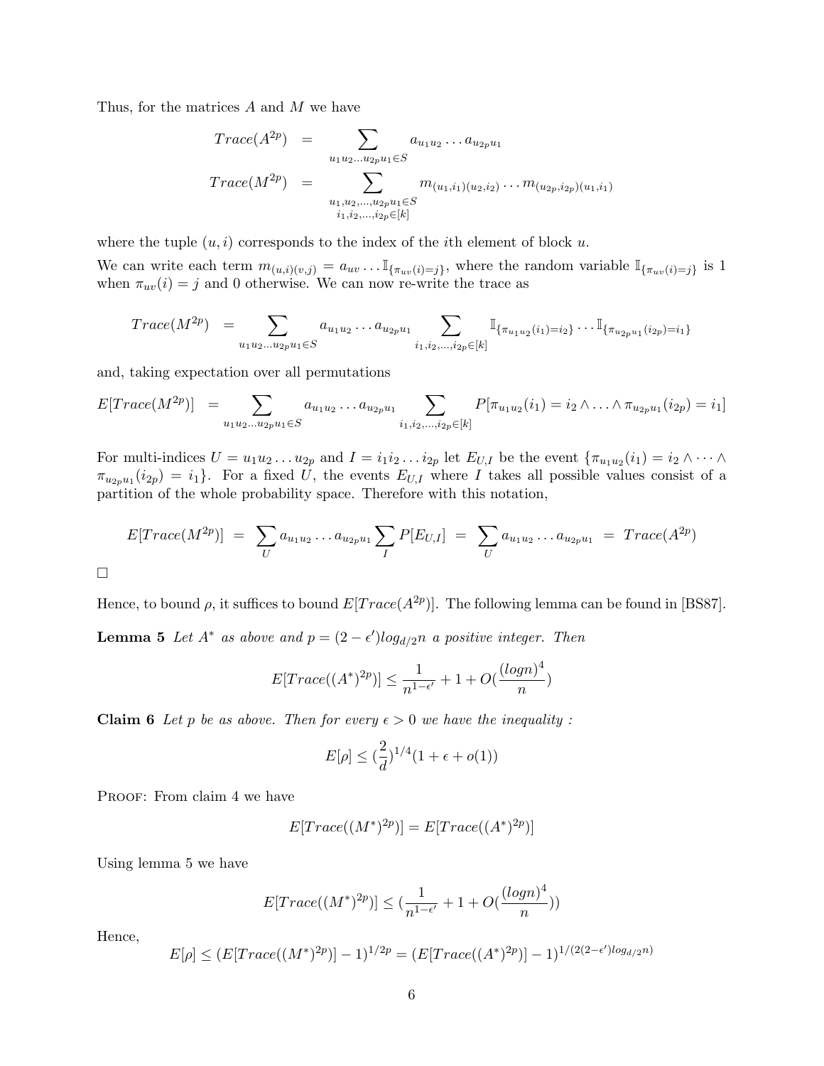Thus, for the matrices $A$ and $M$ we have

$$
\begin{aligned}
Trace(A^{2p}) &= \sum_{u_1 u_2 \dots u_{2p} u_1 \in S} a_{u_1 u_2} \dots a_{u_{2p} u_1} \\
Trace(M^{2p}) &= \sum_{\substack{u_1, u_2, \dots, u_{2p} u_1 \in S \\ i_1, i_2, \dots, i_{2p} \in [k]}} m_{(u_1,i_1)(u_2,i_2)} \dots m_{(u_{2p},i_{2p})(u_1,i_1)}
\end{aligned}
$$

where the tuple $(u, i)$ corresponds to the index of the $i$th element of block $u$.

We can write each term $m_{(u,i)(v,j)} = a_{uv} \dots \mathbb{I}_{\{\pi_{uv}(i)=j\}}$, where the random variable $\mathbb{I}_{\{\pi_{uv}(i)=j\}}$ is 1 when $\pi_{uv}(i) = j$ and 0 otherwise. We can now re-write the trace as

$$
Trace(M^{2p}) = \sum_{u_1 u_2 \dots u_{2p} u_1 \in S} a_{u_1 u_2} \dots a_{u_{2p} u_1} \sum_{i_1, i_2, \dots, i_{2p} \in [k]} \mathbb{I}_{\{\pi_{u_1 u_2}(i_1)=i_2\}} \dots \mathbb{I}_{\{\pi_{u_{2p} u_1}(i_{2p})=i_1\}}
$$

and, taking expectation over all permutations

$$
E[Trace(M^{2p})] = \sum_{u_1 u_2 \dots u_{2p} u_1 \in S} a_{u_1 u_2} \dots a_{u_{2p} u_1} \sum_{i_1, i_2, \dots, i_{2p} \in [k]} P[\pi_{u_1 u_2}(i_1) = i_2 \wedge \dots \wedge \pi_{u_{2p} u_1}(i_{2p}) = i_1]
$$

For multi-indices $U = u_1 u_2 \dots u_{2p}$ and $I = i_1 i_2 \dots i_{2p}$ let $E_{U,I}$ be the event $\{\pi_{u_1 u_2}(i_1) = i_2 \wedge \dots \wedge \pi_{u_{2p} u_1}(i_{2p}) = i_1\}$. For a fixed $U$, the events $E_{U,I}$ where $I$ takes all possible values consist of a partition of the whole probability space. Therefore with this notation,

$$
E[Trace(M^{2p})] = \sum_U a_{u_1 u_2} \dots a_{u_{2p} u_1} \sum_I P[E_{U,I}] = \sum_U a_{u_1 u_2} \dots a_{u_{2p} u_1} = Trace(A^{2p})
$$

□

Hence, to bound $\rho$, it suffices to bound $E[Trace(A^{2p})]$. The following lemma can be found in [BS87].

**Lemma 5** *Let $A^*$ as above and $p = (2 - \epsilon')log_{d/2}n$ a positive integer. Then*

$$
E[Trace((A^*)^{2p})] \leq \frac{1}{n^{1-\epsilon'}} + 1 + O(\frac{(logn)^4}{n})
$$

**Claim 6** *Let $p$ be as above. Then for every $\epsilon > 0$ we have the inequality :*

$$
E[\rho] \leq (\frac{2}{d})^{1/4}(1 + \epsilon + o(1))
$$

Proof: From claim 4 we have

$$
E[Trace((M^*)^{2p})] = E[Trace((A^*)^{2p})]
$$

Using lemma 5 we have

$$
E[Trace((M^*)^{2p})] \leq (\frac{1}{n^{1-\epsilon'}} + 1 + O(\frac{(logn)^4}{n}))
$$

Hence,

$$
E[\rho] \leq (E[Trace((M^*)^{2p})] - 1)^{1/2p} = (E[Trace((A^*)^{2p})] - 1)^{1/(2(2-\epsilon')log_{d/2}n)}
$$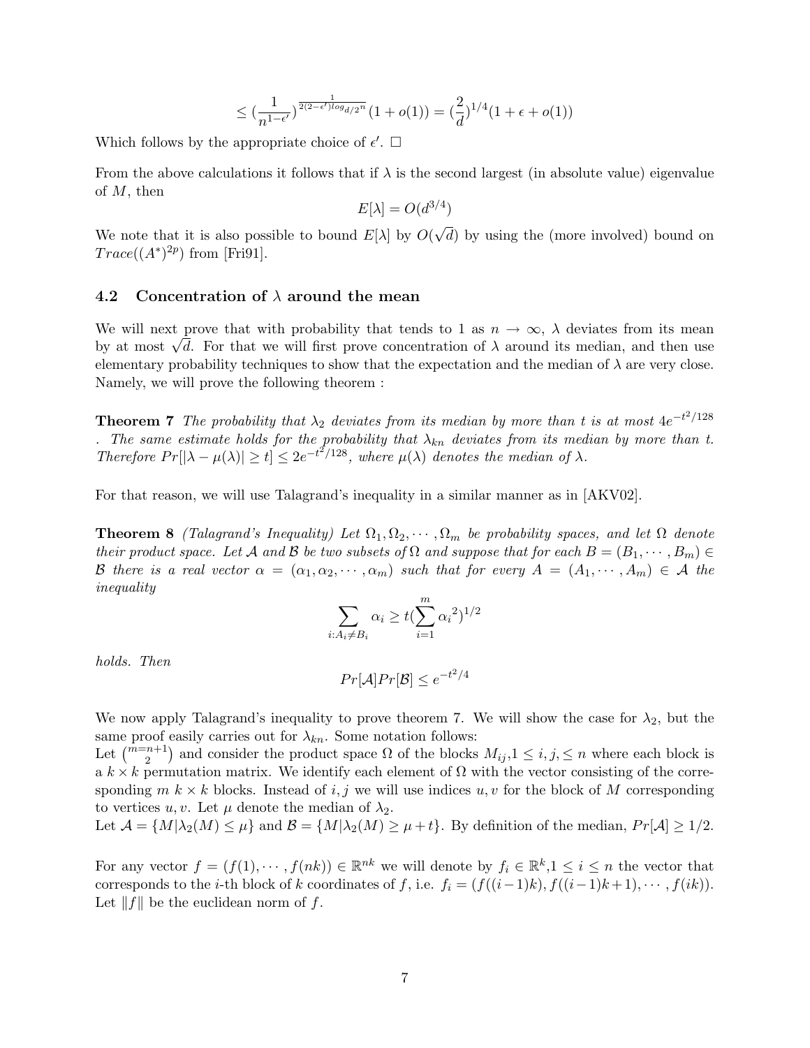$$\leq (\frac{1}{n^{1-\epsilon'}})^{\frac{1}{2(2-\epsilon')log_{d/2}n}}(1+o(1)) = (\frac{2}{d})^{1/4}(1+\epsilon+o(1))$$

Which follows by the appropriate choice of $\epsilon'$. □

From the above calculations it follows that if $\lambda$ is the second largest (in absolute value) eigenvalue of $M$, then

$$E[\lambda] = O(d^{3/4})$$

We note that it is also possible to bound $E[\lambda]$ by $O(\sqrt{d})$ by using the (more involved) bound on $Trace((A^*)^{2p})$ from [Fri91].

### 4.2 Concentration of $\lambda$ around the mean

We will next prove that with probability that tends to 1 as $n \to \infty$, $\lambda$ deviates from its mean by at most $\sqrt{d}$. For that we will first prove concentration of $\lambda$ around its median, and then use elementary probability techniques to show that the expectation and the median of $\lambda$ are very close. Namely, we will prove the following theorem :

**Theorem 7** *The probability that $\lambda_2$ deviates from its median by more than $t$ is at most $4e^{-t^2/128}$. The same estimate holds for the probability that $\lambda_{kn}$ deviates from its median by more than $t$. Therefore $Pr[|\lambda - \mu(\lambda)| \geq t] \leq 2e^{-t^2/128}$, where $\mu(\lambda)$ denotes the median of $\lambda$.*

For that reason, we will use Talagrand's inequality in a similar manner as in [AKV02].

**Theorem 8** *(Talagrand's Inequality) Let $\Omega_1, \Omega_2, \cdots, \Omega_m$ be probability spaces, and let $\Omega$ denote their product space. Let $\mathcal{A}$ and $\mathcal{B}$ be two subsets of $\Omega$ and suppose that for each $B = (B_1, \cdots, B_m) \in \mathcal{B}$ there is a real vector $\alpha = (\alpha_1, \alpha_2, \cdots, \alpha_m)$ such that for every $A = (A_1, \cdots, A_m) \in \mathcal{A}$ the inequality*

$$\sum_{i:A_i \neq B_i} \alpha_i \geq t(\sum_{i=1}^{m} {\alpha_i}^2)^{1/2}$$

*holds. Then*

$$Pr[\mathcal{A}]Pr[\mathcal{B}] \leq e^{-t^2/4}$$

We now apply Talagrand's inequality to prove theorem 7. We will show the case for $\lambda_2$, but the same proof easily carries out for $\lambda_{kn}$. Some notation follows:
Let $\binom{m=n+1}{2}$ and consider the product space $\Omega$ of the blocks $M_{ij}, 1 \leq i, j, \leq n$ where each block is a $k \times k$ permutation matrix. We identify each element of $\Omega$ with the vector consisting of the corresponding $m$ $k \times k$ blocks. Instead of $i, j$ we will use indices $u, v$ for the block of $M$ corresponding to vertices $u, v$. Let $\mu$ denote the median of $\lambda_2$.
Let $\mathcal{A} = \{M|\lambda_2(M) \leq \mu\}$ and $\mathcal{B} = \{M|\lambda_2(M) \geq \mu + t\}$. By definition of the median, $Pr[\mathcal{A}] \geq 1/2$.

For any vector $f = (f(1), \cdots, f(nk)) \in \mathbb{R}^{nk}$ we will denote by $f_i \in \mathbb{R}^k, 1 \leq i \leq n$ the vector that corresponds to the $i$-th block of $k$ coordinates of $f$, i.e. $f_i = (f((i-1)k), f((i-1)k+1), \cdots, f(ik))$. Let $\|f\|$ be the euclidean norm of $f$.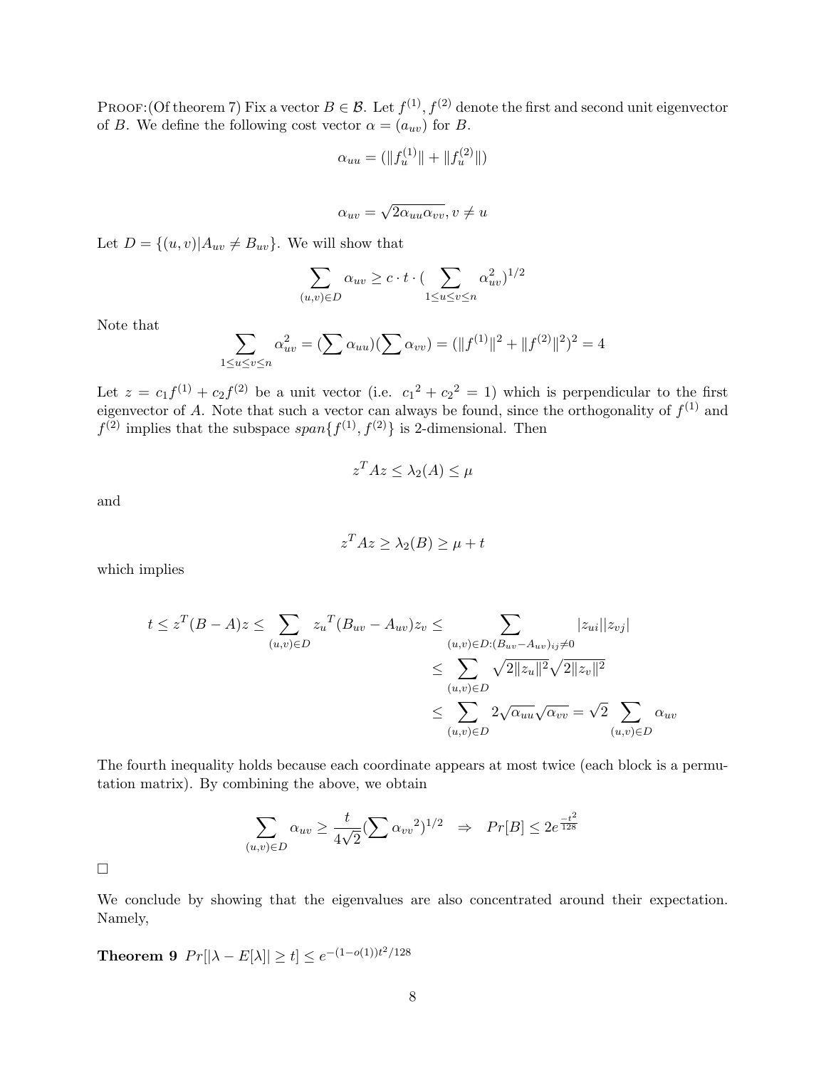PROOF:(Of theorem 7) Fix a vector $B \in \mathcal{B}$. Let $f^{(1)}, f^{(2)}$ denote the first and second unit eigenvector of $B$. We define the following cost vector $\alpha = (a_{uv})$ for $B$.

$$\alpha_{uu} = (\|f_u^{(1)}\| + \|f_u^{(2)}\|)$$

$$\alpha_{uv} = \sqrt{2\alpha_{uu}\alpha_{vv}}, v \neq u$$

Let $D = \{(u,v) | A_{uv} \neq B_{uv}\}$. We will show that

$$\sum_{(u,v)\in D} \alpha_{uv} \geq c \cdot t \cdot (\sum_{1 \leq u \leq v \leq n} \alpha_{uv}^2)^{1/2}$$

Note that

$$\sum_{1 \leq u \leq v \leq n} \alpha_{uv}^2 = (\sum \alpha_{uu})(\sum \alpha_{vv}) = (\|f^{(1)}\|^2 + \|f^{(2)}\|^2)^2 = 4$$

Let $z = c_1 f^{(1)} + c_2 f^{(2)}$ be a unit vector (i.e. ${c_1}^2 + {c_2}^2 = 1$) which is perpendicular to the first eigenvector of $A$. Note that such a vector can always be found, since the orthogonality of $f^{(1)}$ and $f^{(2)}$ implies that the subspace $span\{f^{(1)}, f^{(2)}\}$ is 2-dimensional. Then

$$z^T A z \leq \lambda_2(A) \leq \mu$$

and

$$z^T A z \geq \lambda_2(B) \geq \mu + t$$

which implies

$$\begin{aligned}
t \leq z^T(B-A)z \leq \sum_{(u,v)\in D} {z_u}^T (B_{uv} - A_{uv}) z_v &\leq \sum_{(u,v)\in D : (B_{uv}-A_{uv})_{ij} \neq 0} |z_{ui}||z_{vj}| \\
&\leq \sum_{(u,v)\in D} \sqrt{2\|z_u\|^2}\sqrt{2\|z_v\|^2} \\
&\leq \sum_{(u,v)\in D} 2\sqrt{\alpha_{uu}}\sqrt{\alpha_{vv}} = \sqrt{2} \sum_{(u,v)\in D} \alpha_{uv}
\end{aligned}$$

The fourth inequality holds because each coordinate appears at most twice (each block is a permutation matrix). By combining the above, we obtain

$$\sum_{(u,v)\in D} \alpha_{uv} \geq \frac{t}{4\sqrt{2}} (\sum {\alpha_{vv}}^2)^{1/2} \quad \Rightarrow \quad Pr[B] \leq 2e^{\frac{-t^2}{128}}$$

□

We conclude by showing that the eigenvalues are also concentrated around their expectation. Namely,

**Theorem 9** $Pr[|\lambda - E[\lambda]| \geq t] \leq e^{-(1-o(1))t^2/128}$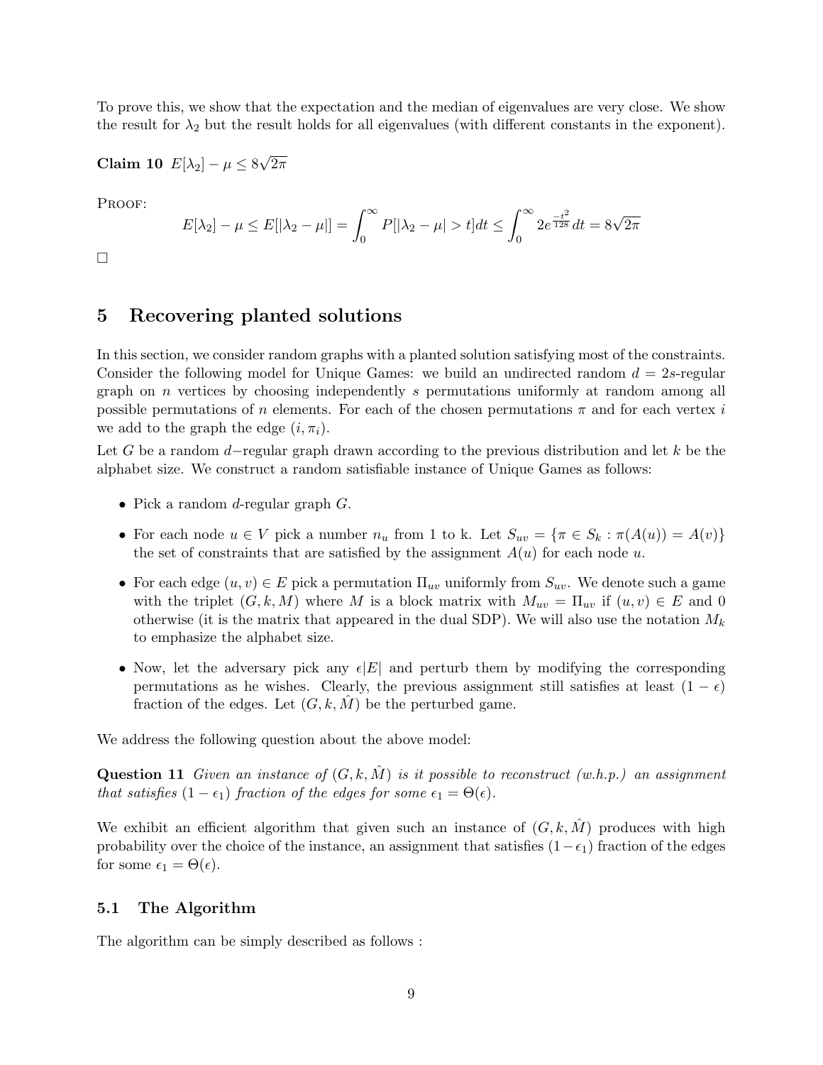To prove this, we show that the expectation and the median of eigenvalues are very close. We show the result for $\lambda_2$ but the result holds for all eigenvalues (with different constants in the exponent).

**Claim 10** $E[\lambda_2] - \mu \leq 8\sqrt{2\pi}$

PROOF:

$$E[\lambda_2] - \mu \leq E[|\lambda_2 - \mu|] = \int_0^\infty P[|\lambda_2 - \mu| > t]dt \leq \int_0^\infty 2e^{\frac{-t^2}{128}}dt = 8\sqrt{2\pi}$$

□

## 5 Recovering planted solutions

In this section, we consider random graphs with a planted solution satisfying most of the constraints. Consider the following model for Unique Games: we build an undirected random $d = 2s$-regular graph on $n$ vertices by choosing independently $s$ permutations uniformly at random among all possible permutations of $n$ elements. For each of the chosen permutations $\pi$ and for each vertex $i$ we add to the graph the edge $(i, \pi_i)$.

Let $G$ be a random $d-$regular graph drawn according to the previous distribution and let $k$ be the alphabet size. We construct a random satisfiable instance of Unique Games as follows:

- Pick a random $d$-regular graph $G$.
- For each node $u \in V$ pick a number $n_u$ from 1 to k. Let $S_{uv} = \{\pi \in S_k : \pi(A(u)) = A(v)\}$ the set of constraints that are satisfied by the assignment $A(u)$ for each node $u$.
- For each edge $(u, v) \in E$ pick a permutation $\Pi_{uv}$ uniformly from $S_{uv}$. We denote such a game with the triplet $(G, k, M)$ where $M$ is a block matrix with $M_{uv} = \Pi_{uv}$ if $(u, v) \in E$ and 0 otherwise (it is the matrix that appeared in the dual SDP). We will also use the notation $M_k$ to emphasize the alphabet size.
- Now, let the adversary pick any $\epsilon|E|$ and perturb them by modifying the corresponding permutations as he wishes. Clearly, the previous assignment still satisfies at least $(1 - \epsilon)$ fraction of the edges. Let $(G, k, \hat{M})$ be the perturbed game.

We address the following question about the above model:

**Question 11** *Given an instance of $(G, k, \hat{M})$ is it possible to reconstruct (w.h.p.) an assignment that satisfies $(1 - \epsilon_1)$ fraction of the edges for some $\epsilon_1 = \Theta(\epsilon)$.*

We exhibit an efficient algorithm that given such an instance of $(G, k, \hat{M})$ produces with high probability over the choice of the instance, an assignment that satisfies $(1-\epsilon_1)$ fraction of the edges for some $\epsilon_1 = \Theta(\epsilon)$.

### 5.1 The Algorithm

The algorithm can be simply described as follows :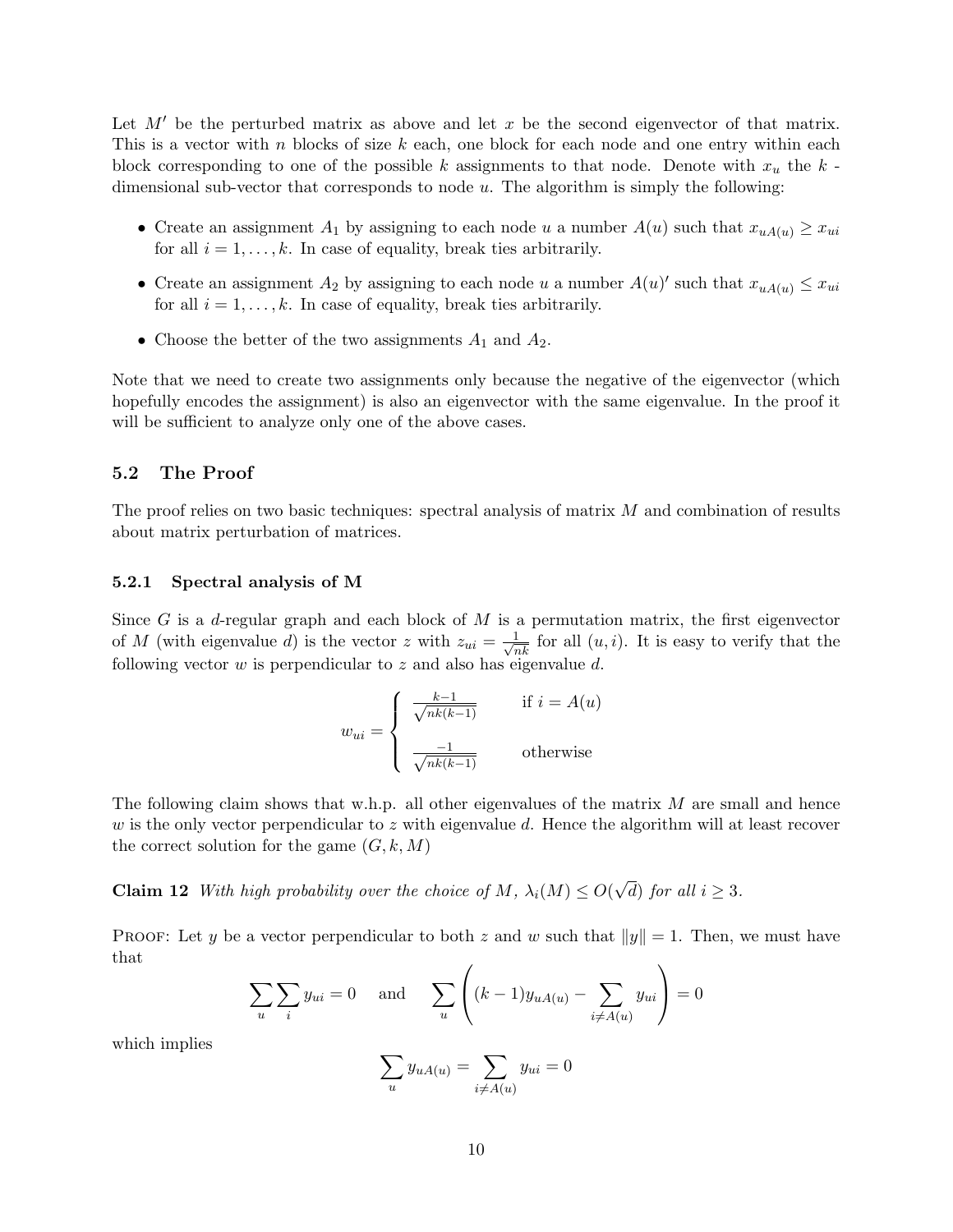Let $M'$ be the perturbed matrix as above and let $x$ be the second eigenvector of that matrix. This is a vector with $n$ blocks of size $k$ each, one block for each node and one entry within each block corresponding to one of the possible $k$ assignments to that node. Denote with $x_u$ the $k$ - dimensional sub-vector that corresponds to node $u$. The algorithm is simply the following:

- Create an assignment $A_1$ by assigning to each node $u$ a number $A(u)$ such that $x_{uA(u)} \geq x_{ui}$ for all $i = 1, \ldots, k$. In case of equality, break ties arbitrarily.
- Create an assignment $A_2$ by assigning to each node $u$ a number $A(u)'$ such that $x_{uA(u)} \leq x_{ui}$ for all $i = 1, \ldots, k$. In case of equality, break ties arbitrarily.
- Choose the better of the two assignments $A_1$ and $A_2$.

Note that we need to create two assignments only because the negative of the eigenvector (which hopefully encodes the assignment) is also an eigenvector with the same eigenvalue. In the proof it will be sufficient to analyze only one of the above cases.

### 5.2 The Proof

The proof relies on two basic techniques: spectral analysis of matrix $M$ and combination of results about matrix perturbation of matrices.

#### 5.2.1 Spectral analysis of M

Since $G$ is a $d$-regular graph and each block of $M$ is a permutation matrix, the first eigenvector of $M$ (with eigenvalue $d$) is the vector $z$ with $z_{ui} = \frac{1}{\sqrt{nk}}$ for all $(u, i)$. It is easy to verify that the following vector $w$ is perpendicular to $z$ and also has eigenvalue $d$.

$$w_{ui} = \begin{cases} \frac{k-1}{\sqrt{nk(k-1)}} & \text{if } i = A(u) \\ \\ \frac{-1}{\sqrt{nk(k-1)}} & \text{otherwise} \end{cases}$$

The following claim shows that w.h.p. all other eigenvalues of the matrix $M$ are small and hence $w$ is the only vector perpendicular to $z$ with eigenvalue $d$. Hence the algorithm will at least recover the correct solution for the game $(G, k, M)$

**Claim 12** *With high probability over the choice of $M$, $\lambda_i(M) \leq O(\sqrt{d})$ for all $i \geq 3$.*

PROOF: Let $y$ be a vector perpendicular to both $z$ and $w$ such that $\|y\| = 1$. Then, we must have that

$$\sum_u \sum_i y_{ui} = 0 \quad \text{ and } \quad \sum_u \left( (k-1) y_{uA(u)} - \sum_{i \neq A(u)} y_{ui} \right) = 0$$

which implies

$$\sum_u y_{uA(u)} = \sum_{i \neq A(u)} y_{ui} = 0$$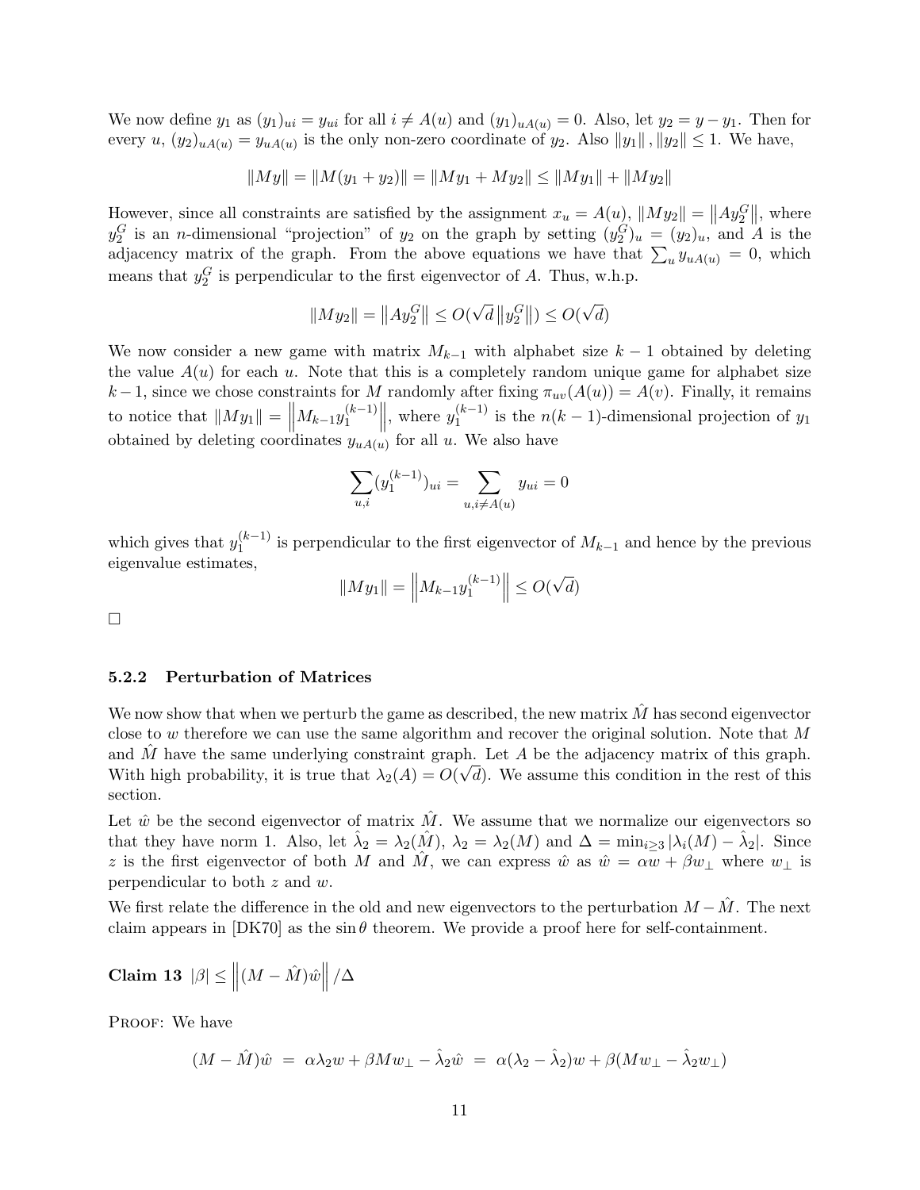We now define $y_1$ as $(y_1)_{ui} = y_{ui}$ for all $i \neq A(u)$ and $(y_1)_{uA(u)} = 0$. Also, let $y_2 = y - y_1$. Then for every $u$, $(y_2)_{uA(u)} = y_{uA(u)}$ is the only non-zero coordinate of $y_2$. Also $\|y_1\|, \|y_2\| \leq 1$. We have,

$$\|My\| = \|M(y_1 + y_2)\| = \|My_1 + My_2\| \leq \|My_1\| + \|My_2\|$$

However, since all constraints are satisfied by the assignment $x_u = A(u)$, $\|My_2\| = \left\|Ay_2^G\right\|$, where $y_2^G$ is an $n$-dimensional "projection" of $y_2$ on the graph by setting $(y_2^G)_u = (y_2)_u$, and $A$ is the adjacency matrix of the graph. From the above equations we have that $\sum_u y_{uA(u)} = 0$, which means that $y_2^G$ is perpendicular to the first eigenvector of $A$. Thus, w.h.p.

$$\|My_2\| = \left\|Ay_2^G\right\| \leq O(\sqrt{d}\left\|y_2^G\right\|) \leq O(\sqrt{d})$$

We now consider a new game with matrix $M_{k-1}$ with alphabet size $k-1$ obtained by deleting the value $A(u)$ for each $u$. Note that this is a completely random unique game for alphabet size $k-1$, since we chose constraints for $M$ randomly after fixing $\pi_{uv}(A(u)) = A(v)$. Finally, it remains to notice that $\|My_1\| = \left\|M_{k-1}y_1^{(k-1)}\right\|$, where $y_1^{(k-1)}$ is the $n(k-1)$-dimensional projection of $y_1$ obtained by deleting coordinates $y_{uA(u)}$ for all $u$. We also have

$$\sum_{u,i} (y_1^{(k-1)})_{ui} = \sum_{u, i \neq A(u)} y_{ui} = 0$$

which gives that $y_1^{(k-1)}$ is perpendicular to the first eigenvector of $M_{k-1}$ and hence by the previous eigenvalue estimates,

$$\|My_1\| = \left\|M_{k-1}y_1^{(k-1)}\right\| \leq O(\sqrt{d})$$

□

### 5.2.2 Perturbation of Matrices

We now show that when we perturb the game as described, the new matrix $\hat{M}$ has second eigenvector close to $w$ therefore we can use the same algorithm and recover the original solution. Note that $M$ and $\hat{M}$ have the same underlying constraint graph. Let $A$ be the adjacency matrix of this graph. With high probability, it is true that $\lambda_2(A) = O(\sqrt{d})$. We assume this condition in the rest of this section.

Let $\hat{w}$ be the second eigenvector of matrix $\hat{M}$. We assume that we normalize our eigenvectors so that they have norm 1. Also, let $\hat{\lambda}_2 = \lambda_2(\hat{M})$, $\lambda_2 = \lambda_2(M)$ and $\Delta = \min_{i \geq 3} |\lambda_i(M) - \hat{\lambda}_2|$. Since $z$ is the first eigenvector of both $M$ and $\hat{M}$, we can express $\hat{w}$ as $\hat{w} = \alpha w + \beta w_\perp$ where $w_\perp$ is perpendicular to both $z$ and $w$.

We first relate the difference in the old and new eigenvectors to the perturbation $M - \hat{M}$. The next claim appears in [DK70] as the $\sin\theta$ theorem. We provide a proof here for self-containment.

**Claim 13** $|\beta| \leq \left\|(M - \hat{M})\hat{w}\right\| / \Delta$

Proof: We have

$$(M - \hat{M})\hat{w} \;=\; \alpha\lambda_2 w + \beta M w_\perp - \hat{\lambda}_2 \hat{w} \;=\; \alpha(\lambda_2 - \hat{\lambda}_2)w + \beta(Mw_\perp - \hat{\lambda}_2 w_\perp)$$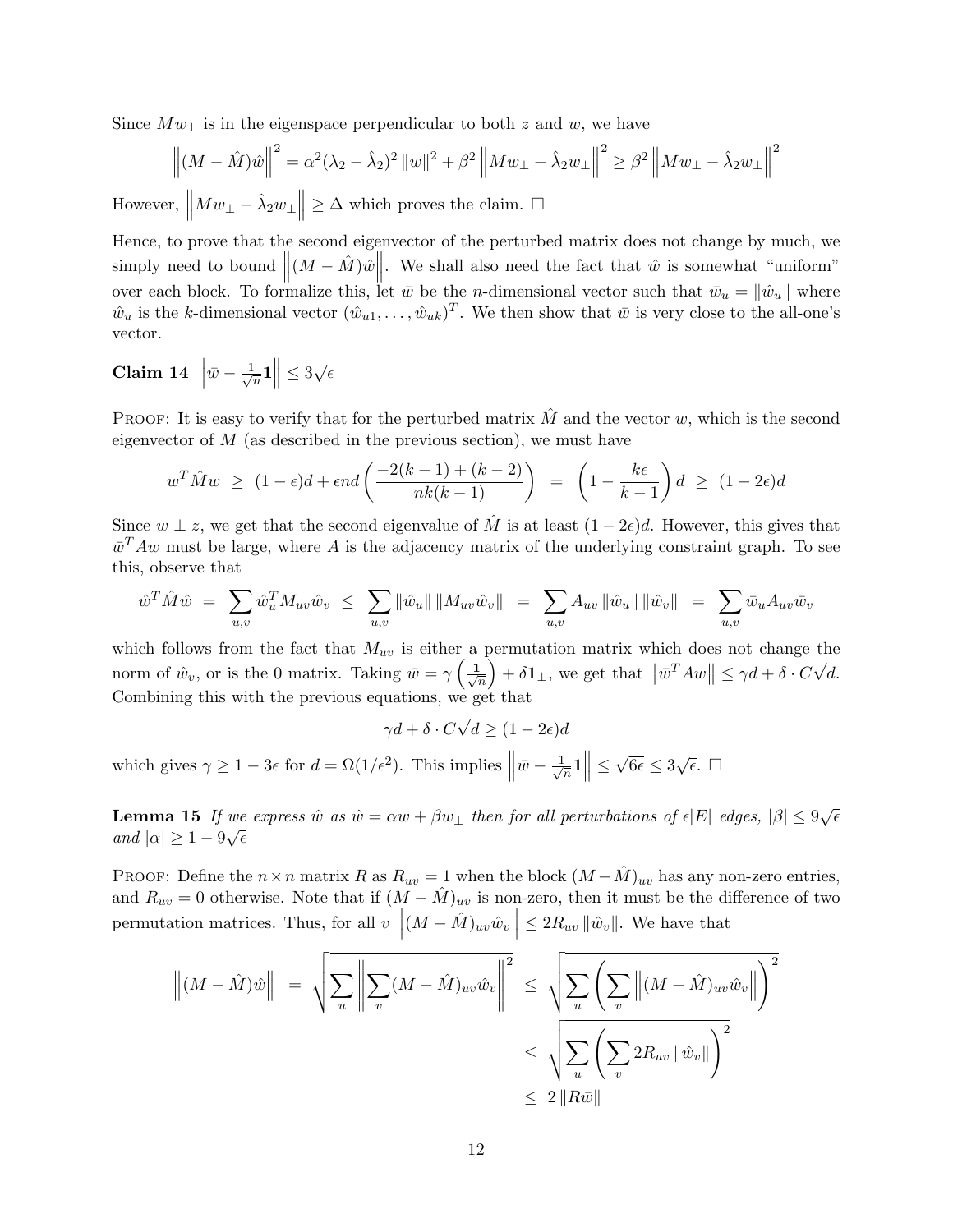Since $Mw_\perp$ is in the eigenspace perpendicular to both $z$ and $w$, we have

$$\left\|(M - \hat{M})\hat{w}\right\|^2 = \alpha^2(\lambda_2 - \hat{\lambda}_2)^2 \|w\|^2 + \beta^2 \left\|Mw_\perp - \hat{\lambda}_2 w_\perp\right\|^2 \geq \beta^2 \left\|Mw_\perp - \hat{\lambda}_2 w_\perp\right\|^2$$

However, $\left\|Mw_\perp - \hat{\lambda}_2 w_\perp\right\| \geq \Delta$ which proves the claim. □

Hence, to prove that the second eigenvector of the perturbed matrix does not change by much, we simply need to bound $\left\|(M - \hat{M})\hat{w}\right\|$. We shall also need the fact that $\hat{w}$ is somewhat "uniform" over each block. To formalize this, let $\bar{w}$ be the $n$-dimensional vector such that $\bar{w}_u = \|\hat{w}_u\|$ where $\hat{w}_u$ is the $k$-dimensional vector $(\hat{w}_{u1}, \ldots, \hat{w}_{uk})^T$. We then show that $\bar{w}$ is very close to the all-one's vector.

**Claim 14** $\left\|\bar{w} - \frac{1}{\sqrt{n}}\mathbf{1}\right\| \leq 3\sqrt{\epsilon}$

Proof: It is easy to verify that for the perturbed matrix $\hat{M}$ and the vector $w$, which is the second eigenvector of $M$ (as described in the previous section), we must have

$$w^T \hat{M} w \;\geq\; (1-\epsilon)d + \epsilon n d \left(\frac{-2(k-1) + (k-2)}{nk(k-1)}\right) \;=\; \left(1 - \frac{k\epsilon}{k-1}\right) d \;\geq\; (1 - 2\epsilon)d$$

Since $w \perp z$, we get that the second eigenvalue of $\hat{M}$ is at least $(1-2\epsilon)d$. However, this gives that $\bar{w}^T A w$ must be large, where $A$ is the adjacency matrix of the underlying constraint graph. To see this, observe that

$$\hat{w}^T \hat{M} \hat{w} \;=\; \sum_{u,v} \hat{w}_u^T M_{uv} \hat{w}_v \;\leq\; \sum_{u,v} \|\hat{w}_u\| \|M_{uv}\hat{w}_v\| \;=\; \sum_{u,v} A_{uv} \|\hat{w}_u\| \|\hat{w}_v\| \;=\; \sum_{u,v} \bar{w}_u A_{uv} \bar{w}_v$$

which follows from the fact that $M_{uv}$ is either a permutation matrix which does not change the norm of $\hat{w}_v$, or is the 0 matrix. Taking $\bar{w} = \gamma\left(\frac{\mathbf{1}}{\sqrt{n}}\right) + \delta \mathbf{1}_\perp$, we get that $\left\|\bar{w}^T A w\right\| \leq \gamma d + \delta \cdot C\sqrt{d}$. Combining this with the previous equations, we get that

$$\gamma d + \delta \cdot C\sqrt{d} \geq (1-2\epsilon)d$$

which gives $\gamma \geq 1 - 3\epsilon$ for $d = \Omega(1/\epsilon^2)$. This implies $\left\|\bar{w} - \frac{1}{\sqrt{n}}\mathbf{1}\right\| \leq \sqrt{6\epsilon} \leq 3\sqrt{\epsilon}$. □

**Lemma 15** *If we express $\hat{w}$ as $\hat{w} = \alpha w + \beta w_\perp$ then for all perturbations of $\epsilon|E|$ edges, $|\beta| \leq 9\sqrt{\epsilon}$ and $|\alpha| \geq 1 - 9\sqrt{\epsilon}$*

Proof: Define the $n \times n$ matrix $R$ as $R_{uv} = 1$ when the block $(M - \hat{M})_{uv}$ has any non-zero entries, and $R_{uv} = 0$ otherwise. Note that if $(M - \hat{M})_{uv}$ is non-zero, then it must be the difference of two permutation matrices. Thus, for all $v$ $\left\|(M - \hat{M})_{uv}\hat{w}_v\right\| \leq 2R_{uv}\|\hat{w}_v\|$. We have that

$$\begin{aligned}
\left\|(M - \hat{M})\hat{w}\right\| &= \sqrt{\sum_u \left\|\sum_v (M - \hat{M})_{uv}\hat{w}_v\right\|^2} \;\leq\; \sqrt{\sum_u \left(\sum_v \left\|(M - \hat{M})_{uv}\hat{w}_v\right\|\right)^2} \\
&\leq \sqrt{\sum_u \left(\sum_v 2R_{uv}\|\hat{w}_v\|\right)^2} \\
&\leq 2\|R\bar{w}\|
\end{aligned}$$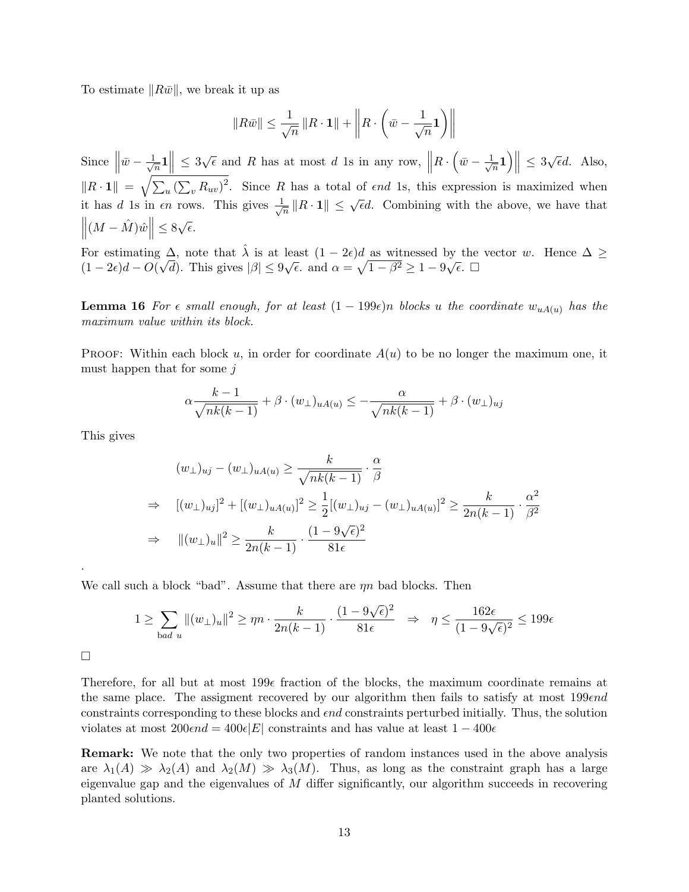To estimate $\|R\bar{w}\|$, we break it up as

$$\|R\bar{w}\| \leq \frac{1}{\sqrt{n}} \|R \cdot \mathbf{1}\| + \left\| R \cdot \left( \bar{w} - \frac{1}{\sqrt{n}} \mathbf{1} \right) \right\|$$

Since $\left\| \bar{w} - \frac{1}{\sqrt{n}} \mathbf{1} \right\| \leq 3\sqrt{\epsilon}$ and $R$ has at most $d$ 1s in any row, $\left\| R \cdot \left( \bar{w} - \frac{1}{\sqrt{n}} \mathbf{1} \right) \right\| \leq 3\sqrt{\epsilon} d$. Also, $\|R \cdot \mathbf{1}\| = \sqrt{\sum_u \left(\sum_v R_{uv}\right)^2}$. Since $R$ has a total of $\epsilon nd$ 1s, this expression is maximized when it has $d$ 1s in $\epsilon n$ rows. This gives $\frac{1}{\sqrt{n}} \|R \cdot \mathbf{1}\| \leq \sqrt{\epsilon} d$. Combining with the above, we have that $\left\| (M - \hat{M}) \hat{w} \right\| \leq 8\sqrt{\epsilon}$.

For estimating $\Delta$, note that $\hat{\lambda}$ is at least $(1 - 2\epsilon)d$ as witnessed by the vector $w$. Hence $\Delta \geq (1 - 2\epsilon)d - O(\sqrt{d})$. This gives $|\beta| \leq 9\sqrt{\epsilon}$. and $\alpha = \sqrt{1 - \beta^2} \geq 1 - 9\sqrt{\epsilon}$. □

**Lemma 16** *For $\epsilon$ small enough, for at least $(1 - 199\epsilon)n$ blocks $u$ the coordinate $w_{uA(u)}$ has the maximum value within its block.*

Proof: Within each block $u$, in order for coordinate $A(u)$ to be no longer the maximum one, it must happen that for some $j$

$$\alpha \frac{k-1}{\sqrt{nk(k-1)}} + \beta \cdot (w_\perp)_{uA(u)} \leq -\frac{\alpha}{\sqrt{nk(k-1)}} + \beta \cdot (w_\perp)_{uj}$$

This gives

$$\begin{aligned}
& (w_\perp)_{uj} - (w_\perp)_{uA(u)} \geq \frac{k}{\sqrt{nk(k-1)}} \cdot \frac{\alpha}{\beta} \\
\Rightarrow \quad & [(w_\perp)_{uj}]^2 + [(w_\perp)_{uA(u)}]^2 \geq \frac{1}{2}[(w_\perp)_{uj} - (w_\perp)_{uA(u)}]^2 \geq \frac{k}{2n(k-1)} \cdot \frac{\alpha^2}{\beta^2} \\
\Rightarrow \quad & \|(w_\perp)_u\|^2 \geq \frac{k}{2n(k-1)} \cdot \frac{(1 - 9\sqrt{\epsilon})^2}{81\epsilon}
\end{aligned}$$

.

We call such a block "bad". Assume that there are $\eta n$ bad blocks. Then

$$1 \geq \sum_{\text{bad } u} \|(w_\perp)_u\|^2 \geq \eta n \cdot \frac{k}{2n(k-1)} \cdot \frac{(1 - 9\sqrt{\epsilon})^2}{81\epsilon} \quad \Rightarrow \quad \eta \leq \frac{162\epsilon}{(1 - 9\sqrt{\epsilon})^2} \leq 199\epsilon$$

□

Therefore, for all but at most $199\epsilon$ fraction of the blocks, the maximum coordinate remains at the same place. The assigment recovered by our algorithm then fails to satisfy at most $199\epsilon nd$ constraints corresponding to these blocks and $\epsilon nd$ constraints perturbed initially. Thus, the solution violates at most $200\epsilon nd = 400\epsilon|E|$ constraints and has value at least $1 - 400\epsilon$

**Remark:** We note that the only two properties of random instances used in the above analysis are $\lambda_1(A) \gg \lambda_2(A)$ and $\lambda_2(M) \gg \lambda_3(M)$. Thus, as long as the constraint graph has a large eigenvalue gap and the eigenvalues of $M$ differ significantly, our algorithm succeeds in recovering planted solutions.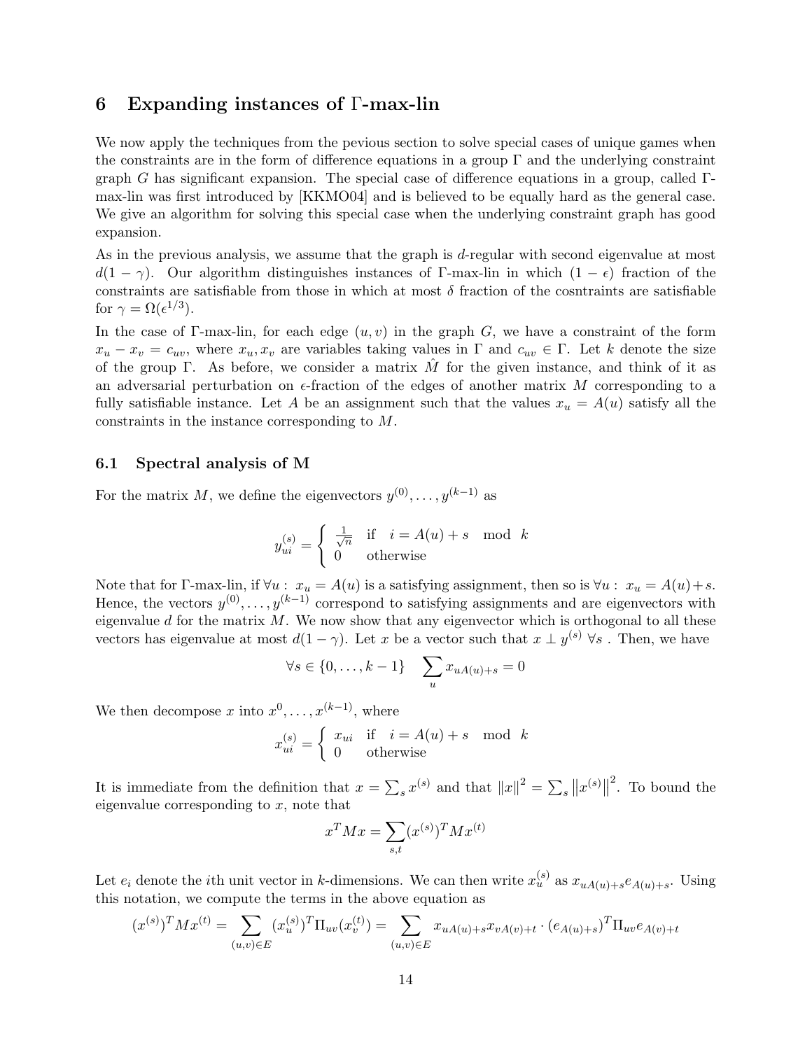## 6 Expanding instances of Γ-max-lin

We now apply the techniques from the pevious section to solve special cases of unique games when the constraints are in the form of difference equations in a group Γ and the underlying constraint graph $G$ has significant expansion. The special case of difference equations in a group, called Γ-max-lin was first introduced by [KKMO04] and is believed to be equally hard as the general case. We give an algorithm for solving this special case when the underlying constraint graph has good expansion.

As in the previous analysis, we assume that the graph is $d$-regular with second eigenvalue at most $d(1-\gamma)$. Our algorithm distinguishes instances of Γ-max-lin in which $(1-\epsilon)$ fraction of the constraints are satisfiable from those in which at most $\delta$ fraction of the cosntraints are satisfiable for $\gamma = \Omega(\epsilon^{1/3})$.

In the case of Γ-max-lin, for each edge $(u,v)$ in the graph $G$, we have a constraint of the form $x_u - x_v = c_{uv}$, where $x_u, x_v$ are variables taking values in Γ and $c_{uv} \in \Gamma$. Let $k$ denote the size of the group Γ. As before, we consider a matrix $\hat{M}$ for the given instance, and think of it as an adversarial perturbation on $\epsilon$-fraction of the edges of another matrix $M$ corresponding to a fully satisfiable instance. Let $A$ be an assignment such that the values $x_u = A(u)$ satisfy all the constraints in the instance corresponding to $M$.

### 6.1 Spectral analysis of M

For the matrix $M$, we define the eigenvectors $y^{(0)}, \ldots, y^{(k-1)}$ as

$$y^{(s)}_{ui} = \begin{cases} \frac{1}{\sqrt{n}} & \text{if} \quad i = A(u) + s \mod k \\ 0 & \text{otherwise} \end{cases}$$

Note that for Γ-max-lin, if $\forall u : \; x_u = A(u)$ is a satisfying assignment, then so is $\forall u : \; x_u = A(u) + s$. Hence, the vectors $y^{(0)}, \ldots, y^{(k-1)}$ correspond to satisfying assignments and are eigenvectors with eigenvalue $d$ for the matrix $M$. We now show that any eigenvector which is orthogonal to all these vectors has eigenvalue at most $d(1-\gamma)$. Let $x$ be a vector such that $x \perp y^{(s)} \; \forall s$ . Then, we have

$$\forall s \in \{0, \ldots, k-1\} \quad \sum_u x_{uA(u)+s} = 0$$

We then decompose $x$ into $x^0, \ldots, x^{(k-1)}$, where

$$x^{(s)}_{ui} = \begin{cases} x_{ui} & \text{if} \quad i = A(u) + s \mod k \\ 0 & \text{otherwise} \end{cases}$$

It is immediate from the definition that $x = \sum_s x^{(s)}$ and that $\|x\|^2 = \sum_s \left\|x^{(s)}\right\|^2$. To bound the eigenvalue corresponding to $x$, note that

$$x^T M x = \sum_{s,t} (x^{(s)})^T M x^{(t)}$$

Let $e_i$ denote the $i$th unit vector in $k$-dimensions. We can then write $x^{(s)}_u$ as $x_{uA(u)+s} e_{A(u)+s}$. Using this notation, we compute the terms in the above equation as

$$(x^{(s)})^T M x^{(t)} = \sum_{(u,v)\in E} (x^{(s)}_u)^T \Pi_{uv} (x^{(t)}_v) = \sum_{(u,v)\in E} x_{uA(u)+s} x_{vA(v)+t} \cdot (e_{A(u)+s})^T \Pi_{uv} e_{A(v)+t}$$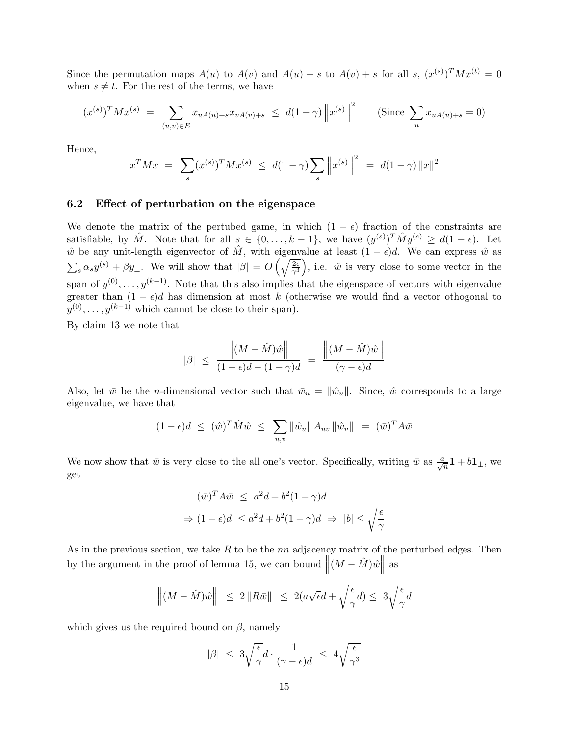Since the permutation maps $A(u)$ to $A(v)$ and $A(u) + s$ to $A(v) + s$ for all $s$, $(x^{(s)})^T M x^{(t)} = 0$ when $s \neq t$. For the rest of the terms, we have

$$(x^{(s)})^T M x^{(s)} \;=\; \sum_{(u,v)\in E} x_{uA(u)+s} x_{vA(v)+s} \;\leq\; d(1-\gamma)\left\|x^{(s)}\right\|^2 \qquad \text{(Since } \sum_u x_{uA(u)+s} = 0\text{)}$$

Hence,

$$x^T M x \;=\; \sum_s (x^{(s)})^T M x^{(s)} \;\leq\; d(1-\gamma)\sum_s \left\|x^{(s)}\right\|^2 \;=\; d(1-\gamma)\left\|x\right\|^2$$

### 6.2 Effect of perturbation on the eigenspace

We denote the matrix of the pertubed game, in which $(1-\epsilon)$ fraction of the constraints are satisfiable, by $\hat{M}$. Note that for all $s \in \{0,\ldots,k-1\}$, we have $(y^{(s)})^T \hat{M} y^{(s)} \geq d(1-\epsilon)$. Let $\hat{w}$ be any unit-length eigenvector of $\hat{M}$, with eigenvalue at least $(1-\epsilon)d$. We can express $\hat{w}$ as $\sum_s \alpha_s y^{(s)} + \beta y_\perp$. We will show that $|\beta| = O\left(\sqrt{\frac{2\epsilon}{\gamma^3}}\right)$, i.e. $\hat{w}$ is very close to some vector in the span of $y^{(0)},\ldots,y^{(k-1)}$. Note that this also implies that the eigenspace of vectors with eigenvalue greater than $(1-\epsilon)d$ has dimension at most $k$ (otherwise we would find a vector othogonal to $y^{(0)},\ldots,y^{(k-1)}$ which cannot be close to their span).

By claim 13 we note that

$$|\beta| \;\leq\; \frac{\left\|(M-\hat{M})\hat{w}\right\|}{(1-\epsilon)d - (1-\gamma)d} \;=\; \frac{\left\|(M-\hat{M})\hat{w}\right\|}{(\gamma-\epsilon)d}$$

Also, let $\bar{w}$ be the $n$-dimensional vector such that $\bar{w}_u = \|\hat{w}_u\|$. Since, $\hat{w}$ corresponds to a large eigenvalue, we have that

$$(1-\epsilon)d \;\leq\; (\hat{w})^T \hat{M}\hat{w} \;\leq\; \sum_{u,v} \|\hat{w}_u\| A_{uv} \|\hat{w}_v\| \;=\; (\bar{w})^T A \bar{w}$$

We now show that $\bar{w}$ is very close to the all one's vector. Specifically, writing $\bar{w}$ as $\frac{a}{\sqrt{n}}\mathbf{1} + b\mathbf{1}_\perp$, we get

$$(\bar{w})^T A \bar{w} \;\leq\; a^2 d + b^2(1-\gamma)d$$
$$\Rightarrow (1-\epsilon)d \;\leq a^2 d + b^2(1-\gamma)d \;\Rightarrow\; |b| \leq \sqrt{\frac{\epsilon}{\gamma}}$$

As in the previous section, we take $R$ to be the $nn$ adjacency matrix of the perturbed edges. Then by the argument in the proof of lemma 15, we can bound $\left\|(M-\hat{M})\hat{w}\right\|$ as

$$\left\|(M-\hat{M})\hat{w}\right\| \;\leq\; 2\left\|R\bar{w}\right\| \;\leq\; 2(a\sqrt{\epsilon}d + \sqrt{\frac{\epsilon}{\gamma}}d) \leq\; 3\sqrt{\frac{\epsilon}{\gamma}}d$$

which gives us the required bound on $\beta$, namely

$$|\beta| \;\leq\; 3\sqrt{\frac{\epsilon}{\gamma}}d \cdot \frac{1}{(\gamma-\epsilon)d} \;\leq\; 4\sqrt{\frac{\epsilon}{\gamma^3}}$$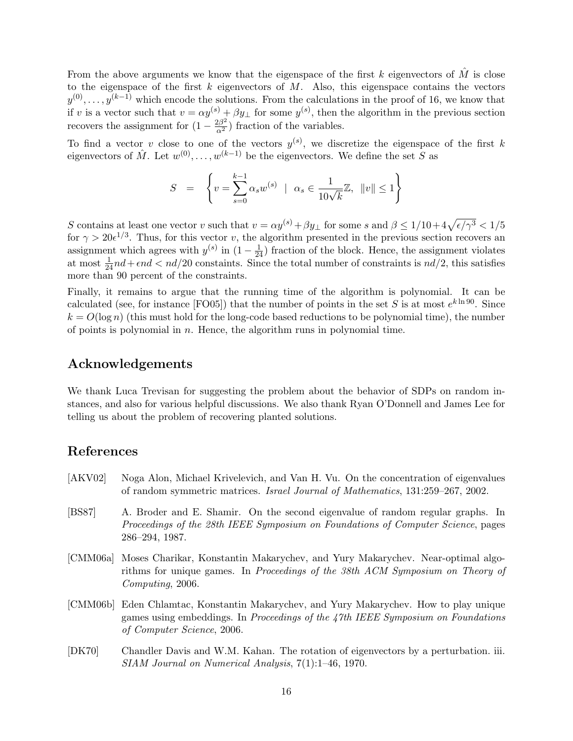From the above arguments we know that the eigenspace of the first $k$ eigenvectors of $\hat{M}$ is close to the eigenspace of the first $k$ eigenvectors of $M$. Also, this eigenspace contains the vectors $y^{(0)}, \ldots, y^{(k-1)}$ which encode the solutions. From the calculations in the proof of 16, we know that if $v$ is a vector such that $v = \alpha y^{(s)} + \beta y_{\perp}$ for some $y^{(s)}$, then the algorithm in the previous section recovers the assignment for $(1 - \frac{2\beta^2}{\alpha^2})$ fraction of the variables.

To find a vector $v$ close to one of the vectors $y^{(s)}$, we discretize the eigenspace of the first $k$ eigenvectors of $\hat{M}$. Let $w^{(0)}, \ldots, w^{(k-1)}$ be the eigenvectors. We define the set $S$ as

$$S = \left\{ v = \sum_{s=0}^{k-1} \alpha_s w^{(s)} \;\middle|\; \alpha_s \in \frac{1}{10\sqrt{k}}\mathbb{Z},\ \|v\| \leq 1 \right\}$$

$S$ contains at least one vector $v$ such that $v = \alpha y^{(s)} + \beta y_{\perp}$ for some $s$ and $\beta \leq 1/10 + 4\sqrt{\epsilon/\gamma^3} < 1/5$ for $\gamma > 20\epsilon^{1/3}$. Thus, for this vector $v$, the algorithm presented in the previous section recovers an assignment which agrees with $y^{(s)}$ in $(1 - \frac{1}{24})$ fraction of the block. Hence, the assignment violates at most $\frac{1}{24}nd + \epsilon nd < nd/20$ constaints. Since the total number of constraints is $nd/2$, this satisfies more than 90 percent of the constraints.

Finally, it remains to argue that the running time of the algorithm is polynomial. It can be calculated (see, for instance [FO05]) that the number of points in the set $S$ is at most $e^{k \ln 90}$. Since $k = O(\log n)$ (this must hold for the long-code based reductions to be polynomial time), the number of points is polynomial in $n$. Hence, the algorithm runs in polynomial time.

## Acknowledgements

We thank Luca Trevisan for suggesting the problem about the behavior of SDPs on random instances, and also for various helpful discussions. We also thank Ryan O'Donnell and James Lee for telling us about the problem of recovering planted solutions.

## References

[AKV02] Noga Alon, Michael Krivelevich, and Van H. Vu. On the concentration of eigenvalues of random symmetric matrices. *Israel Journal of Mathematics*, 131:259–267, 2002.

[BS87] A. Broder and E. Shamir. On the second eigenvalue of random regular graphs. In *Proceedings of the 28th IEEE Symposium on Foundations of Computer Science*, pages 286–294, 1987.

[CMM06a] Moses Charikar, Konstantin Makarychev, and Yury Makarychev. Near-optimal algorithms for unique games. In *Proceedings of the 38th ACM Symposium on Theory of Computing*, 2006.

[CMM06b] Eden Chlamtac, Konstantin Makarychev, and Yury Makarychev. How to play unique games using embeddings. In *Proceedings of the 47th IEEE Symposium on Foundations of Computer Science*, 2006.

[DK70] Chandler Davis and W.M. Kahan. The rotation of eigenvectors by a perturbation. iii. *SIAM Journal on Numerical Analysis*, 7(1):1–46, 1970.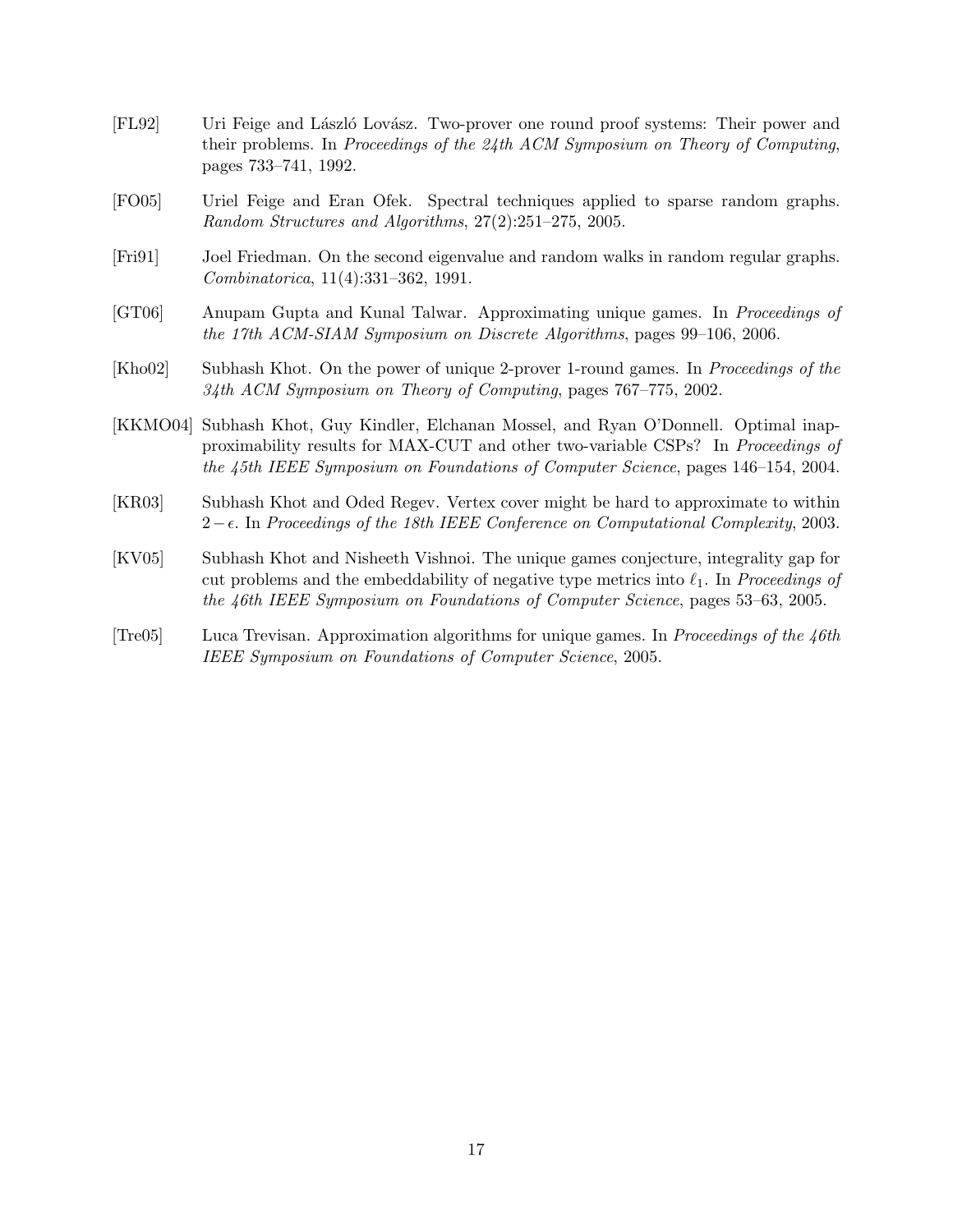[FL92] Uri Feige and László Lovász. Two-prover one round proof systems: Their power and their problems. In *Proceedings of the 24th ACM Symposium on Theory of Computing*, pages 733–741, 1992.

[FO05] Uriel Feige and Eran Ofek. Spectral techniques applied to sparse random graphs. *Random Structures and Algorithms*, 27(2):251–275, 2005.

[Fri91] Joel Friedman. On the second eigenvalue and random walks in random regular graphs. *Combinatorica*, 11(4):331–362, 1991.

[GT06] Anupam Gupta and Kunal Talwar. Approximating unique games. In *Proceedings of the 17th ACM-SIAM Symposium on Discrete Algorithms*, pages 99–106, 2006.

[Kho02] Subhash Khot. On the power of unique 2-prover 1-round games. In *Proceedings of the 34th ACM Symposium on Theory of Computing*, pages 767–775, 2002.

[KKMO04] Subhash Khot, Guy Kindler, Elchanan Mossel, and Ryan O'Donnell. Optimal inapproximability results for MAX-CUT and other two-variable CSPs? In *Proceedings of the 45th IEEE Symposium on Foundations of Computer Science*, pages 146–154, 2004.

[KR03] Subhash Khot and Oded Regev. Vertex cover might be hard to approximate to within $2-\epsilon$. In *Proceedings of the 18th IEEE Conference on Computational Complexity*, 2003.

[KV05] Subhash Khot and Nisheeth Vishnoi. The unique games conjecture, integrality gap for cut problems and the embeddability of negative type metrics into $\ell_1$. In *Proceedings of the 46th IEEE Symposium on Foundations of Computer Science*, pages 53–63, 2005.

[Tre05] Luca Trevisan. Approximation algorithms for unique games. In *Proceedings of the 46th IEEE Symposium on Foundations of Computer Science*, 2005.